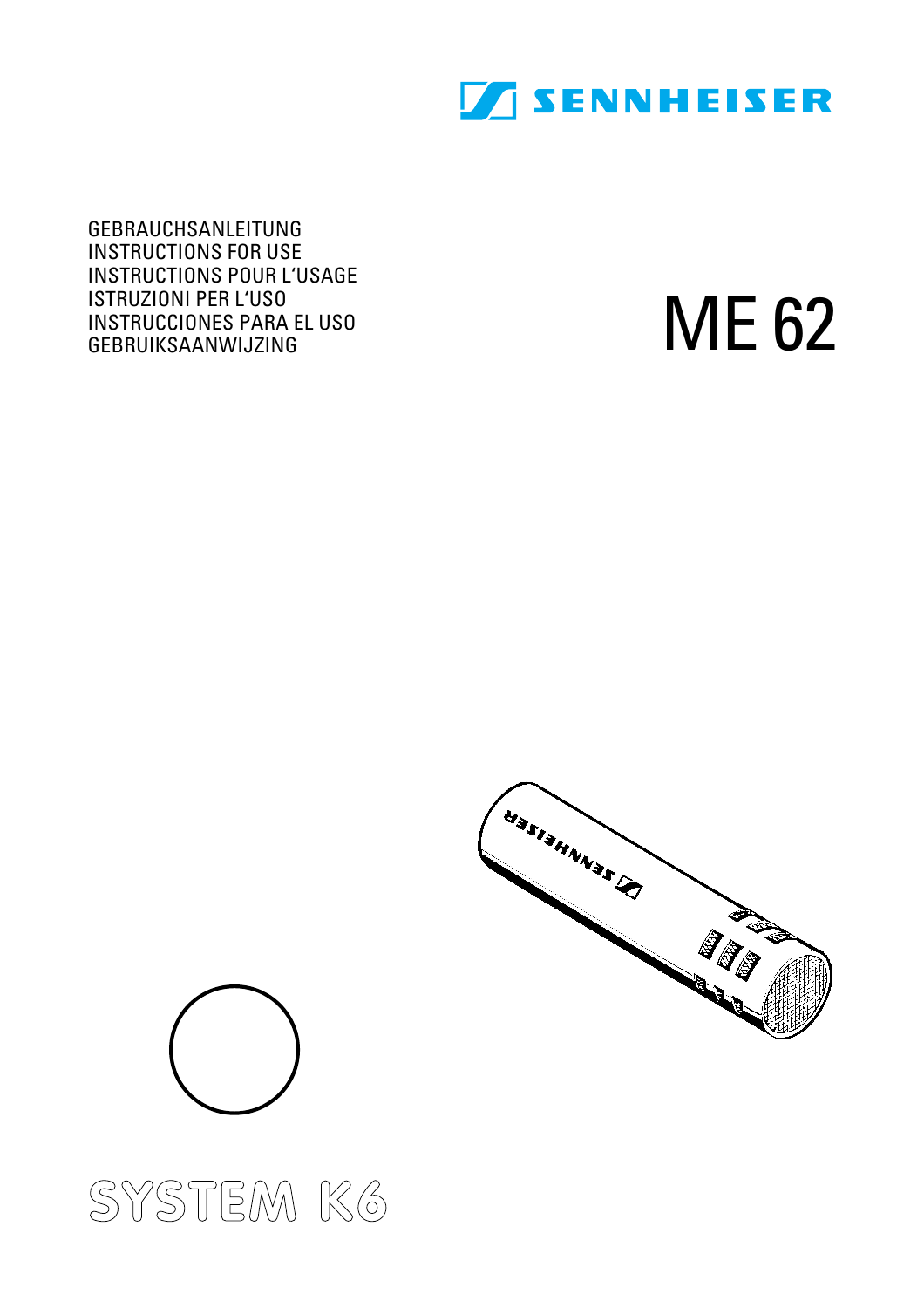SENNHEISER

GEBRAUCHSANLEITUNG
INSTRUCTIONS FOR USE
INSTRUCTIONS POUR L'USAGE
ISTRUZIONI PER L'USO
INSTRUCCIONES PARA EL USO
GEBRUIKSAANWIJZING

# ME 62

SYSTEM K6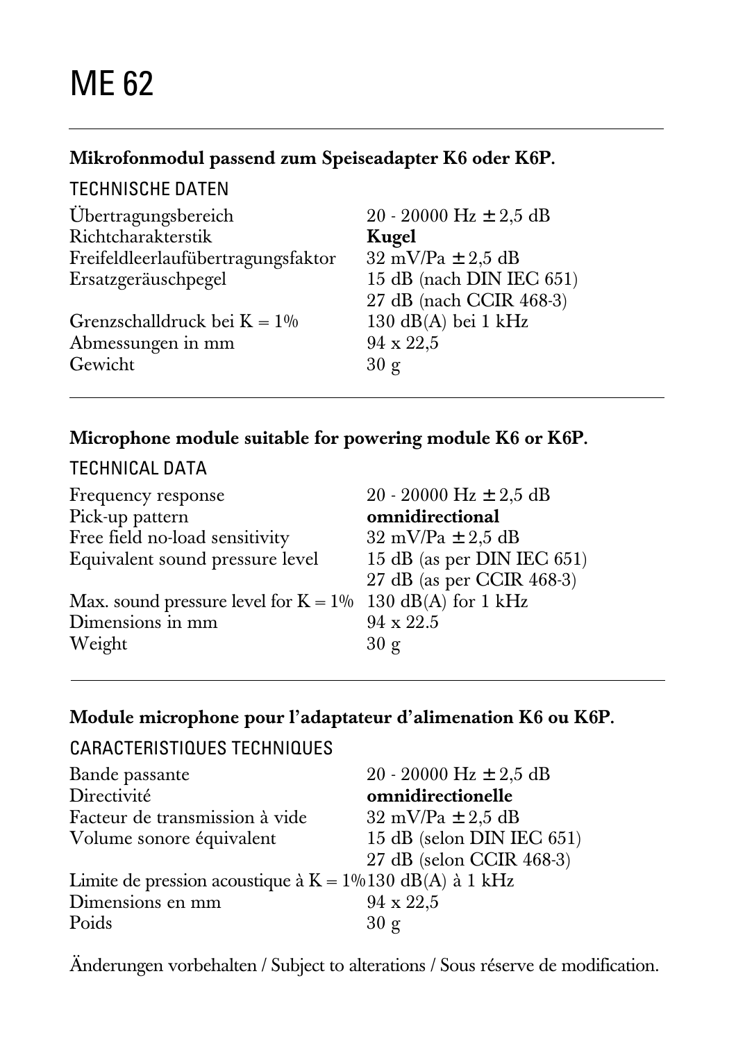# ME 62

**Mikrofonmodul passend zum Speiseadapter K6 oder K6P.**

## TECHNISCHE DATEN

| | |
|---|---|
| Übertragungsbereich | 20 - 20000 Hz ± 2,5 dB |
| Richtcharakterstik | **Kugel** |
| Freifeldleerlaufübertragungsfaktor | 32 mV/Pa ± 2,5 dB |
| Ersatzgeräuschpegel | 15 dB (nach DIN IEC 651) |
| | 27 dB (nach CCIR 468-3) |
| Grenzschalldruck bei K = 1% | 130 dB(A) bei 1 kHz |
| Abmessungen in mm | 94 x 22,5 |
| Gewicht | 30 g |

**Microphone module suitable for powering module K6 or K6P.**

## TECHNICAL DATA

| | |
|---|---|
| Frequency response | 20 - 20000 Hz ± 2,5 dB |
| Pick-up pattern | **omnidirectional** |
| Free field no-load sensitivity | 32 mV/Pa ± 2,5 dB |
| Equivalent sound pressure level | 15 dB (as per DIN IEC 651) |
| | 27 dB (as per CCIR 468-3) |
| Max. sound pressure level for K = 1% | 130 dB(A) for 1 kHz |
| Dimensions in mm | 94 x 22.5 |
| Weight | 30 g |

**Module microphone pour l'adaptateur d'alimenation K6 ou K6P.**

## CARACTERISTIQUES TECHNIQUES

| | |
|---|---|
| Bande passante | 20 - 20000 Hz ± 2,5 dB |
| Directivité | **omnidirectionelle** |
| Facteur de transmission à vide | 32 mV/Pa ± 2,5 dB |
| Volume sonore équivalent | 15 dB (selon DIN IEC 651) |
| | 27 dB (selon CCIR 468-3) |
| Limite de pression acoustique à K = 1% | 130 dB(A) à 1 kHz |
| Dimensions en mm | 94 x 22,5 |
| Poids | 30 g |

Änderungen vorbehalten / Subject to alterations / Sous réserve de modification.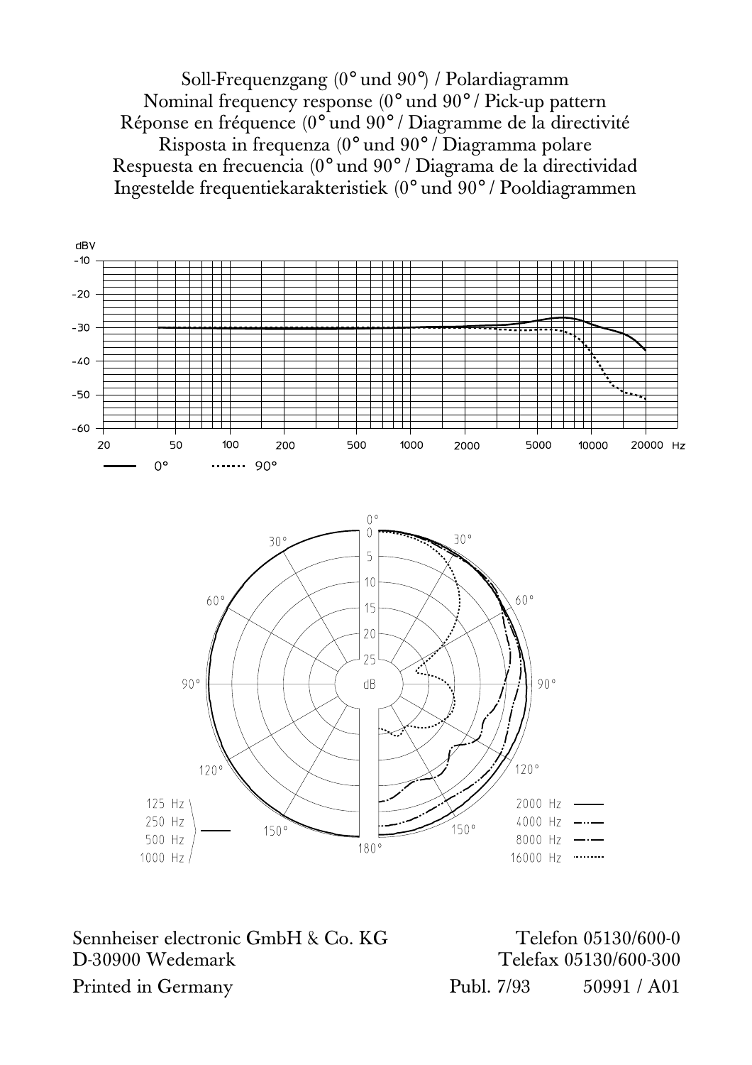Soll-Frequenzgang (0° und 90°) / Polardiagramm
Nominal frequency response (0° und 90° / Pick-up pattern
Réponse en fréquence (0° und 90° / Diagramme de la directivité
Risposta in frequenza (0° und 90° / Diagramma polare
Respuesta en frecuencia (0° und 90° / Diagrama de la directividad
Ingestelde frequentiekarakteristiek (0° und 90° / Pooldiagrammen

dBV
-10
-20
-30
-40
-50
-60
20 50 100 200 500 1000 2000 5000 10000 20000 Hz

0° 90°

0°
0 5 10 15 20 25 dB
30° 60° 90° 120° 150° 180°

125 Hz
250 Hz
500 Hz
1000 Hz

2000 Hz
4000 Hz
8000 Hz
16000 Hz

Sennheiser electronic GmbH & Co. KG
D-30900 Wedemark

Telefon 05130/600-0
Telefax 05130/600-300

Printed in Germany

Publ. 7/93 50991 / A01